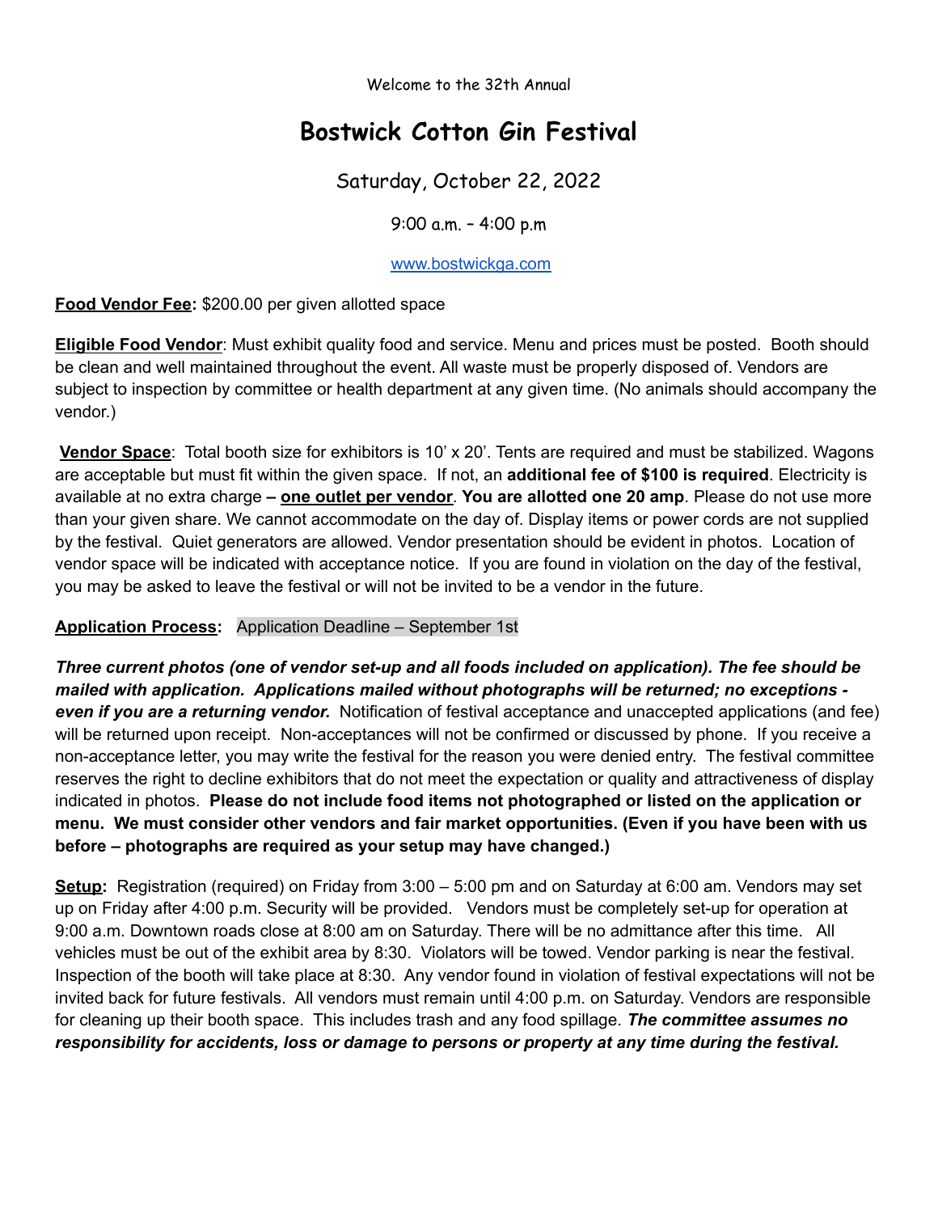Welcome to the 32th Annual

# Bostwick Cotton Gin Festival

Saturday, October 22, 2022

9:00 a.m. – 4:00 p.m

www.bostwickga.com

**Food Vendor Fee:** $200.00 per given allotted space

**Eligible Food Vendor**: Must exhibit quality food and service. Menu and prices must be posted. Booth should be clean and well maintained throughout the event. All waste must be properly disposed of. Vendors are subject to inspection by committee or health department at any given time. (No animals should accompany the vendor.)

**Vendor Space**: Total booth size for exhibitors is 10' x 20'. Tents are required and must be stabilized. Wagons are acceptable but must fit within the given space. If not, an **additional fee of $100 is required**. Electricity is available at no extra charge **– one outlet per vendor**. **You are allotted one 20 amp**. Please do not use more than your given share. We cannot accommodate on the day of. Display items or power cords are not supplied by the festival. Quiet generators are allowed. Vendor presentation should be evident in photos. Location of vendor space will be indicated with acceptance notice. If you are found in violation on the day of the festival, you may be asked to leave the festival or will not be invited to be a vendor in the future.

**Application Process:** Application Deadline – September 1st

***Three current photos (one of vendor set-up and all foods included on application). The fee should be mailed with application. Applications mailed without photographs will be returned; no exceptions - even if you are a returning vendor.*** Notification of festival acceptance and unaccepted applications (and fee) will be returned upon receipt. Non-acceptances will not be confirmed or discussed by phone. If you receive a non-acceptance letter, you may write the festival for the reason you were denied entry. The festival committee reserves the right to decline exhibitors that do not meet the expectation or quality and attractiveness of display indicated in photos. **Please do not include food items not photographed or listed on the application or menu. We must consider other vendors and fair market opportunities. (Even if you have been with us before – photographs are required as your setup may have changed.)**

**Setup:** Registration (required) on Friday from 3:00 – 5:00 pm and on Saturday at 6:00 am. Vendors may set up on Friday after 4:00 p.m. Security will be provided. Vendors must be completely set-up for operation at 9:00 a.m. Downtown roads close at 8:00 am on Saturday. There will be no admittance after this time. All vehicles must be out of the exhibit area by 8:30. Violators will be towed. Vendor parking is near the festival. Inspection of the booth will take place at 8:30. Any vendor found in violation of festival expectations will not be invited back for future festivals. All vendors must remain until 4:00 p.m. on Saturday. Vendors are responsible for cleaning up their booth space. This includes trash and any food spillage. ***The committee assumes no responsibility for accidents, loss or damage to persons or property at any time during the festival.***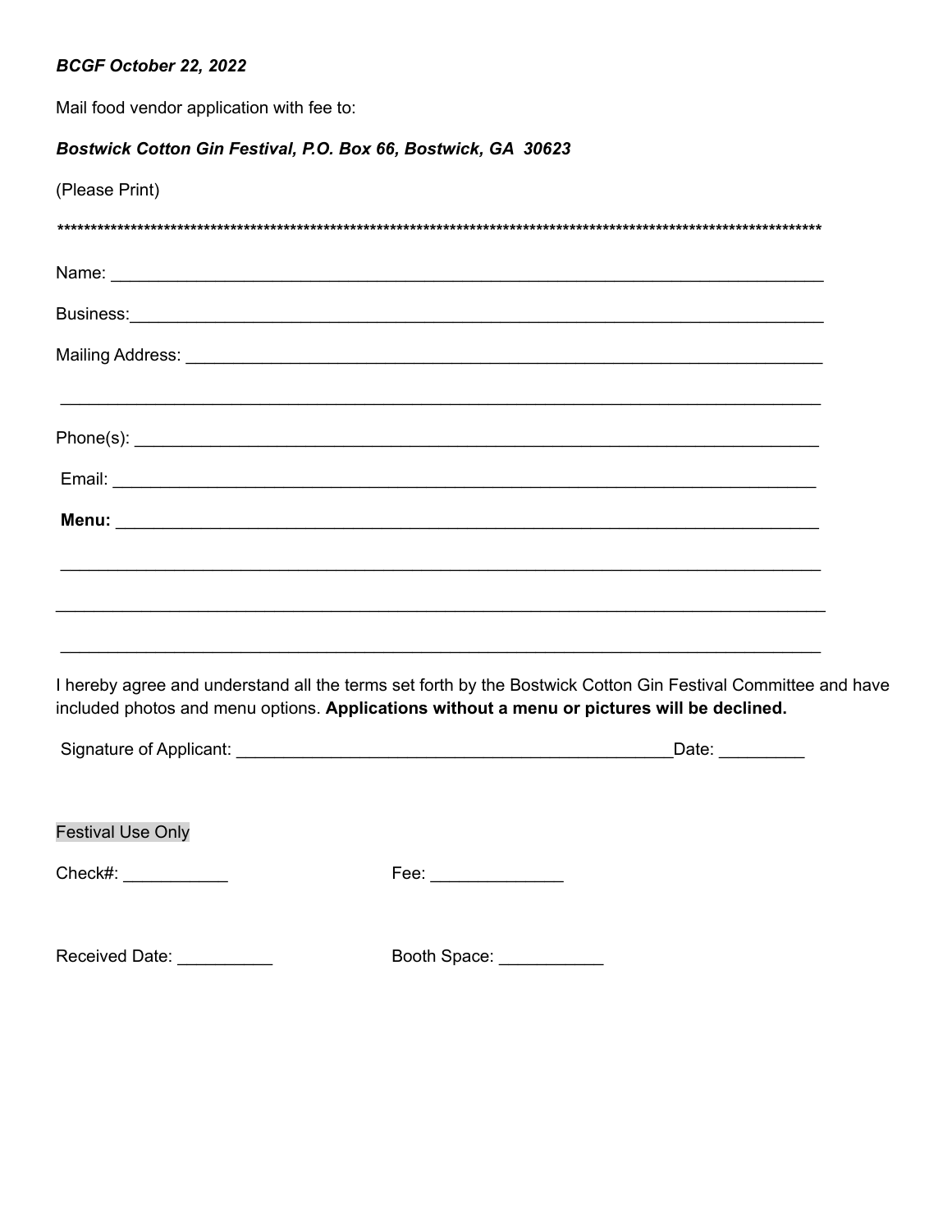***BCGF October 22, 2022***

Mail food vendor application with fee to:

***Bostwick Cotton Gin Festival, P.O. Box 66, Bostwick, GA  30623***

(Please Print)

*******************************************************************************************************************

Name: ______________________________________________________________________________

Business:____________________________________________________________________________

Mailing Address: _______________________________________________________________________

_____________________________________________________________________________________

Phone(s): ____________________________________________________________________________

Email: _______________________________________________________________________________

**Menu:** _______________________________________________________________________________

_____________________________________________________________________________________

_____________________________________________________________________________________

_____________________________________________________________________________________

I hereby agree and understand all the terms set forth by the Bostwick Cotton Gin Festival Committee and have included photos and menu options. **Applications without a menu or pictures will be declined.**

Signature of Applicant: _____________________________________________Date: _________

Festival Use Only

Check#: ___________ Fee: ______________

Received Date: __________ Booth Space: ___________